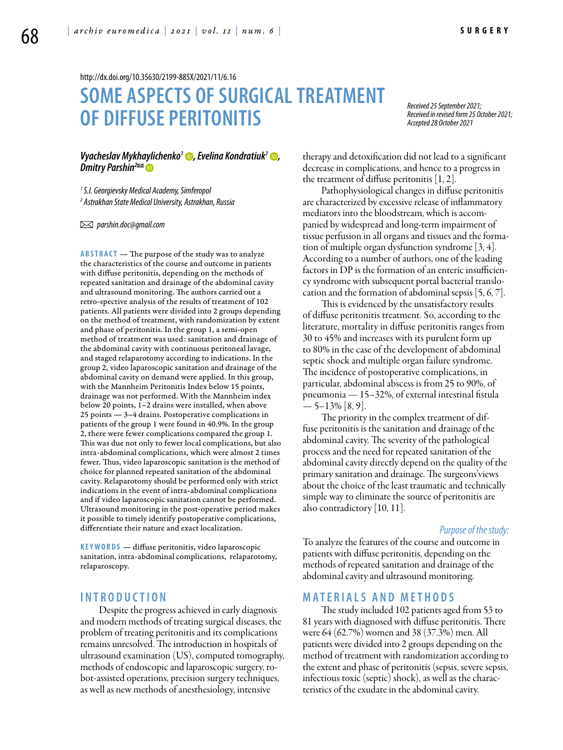http://dx.doi.org/10.35630/2199-885X/2021/11/6.16

# SOME ASPECTS OF SURGICAL TREATMENT OF DIFFUSE PERITONITIS

*Received 25 September 2021; Received in revised form 25 October 2021; Accepted 28 October 2021*

***Vyacheslav Mykhaylichenko[1], Evelina Kondratiuk[1], Dmitry Parshin[2]***

*[1] S.I. Georgievsky Medical Academy, Simferopol*
*[2] Astrakhan State Medical University, Astrakhan, Russia*

*parshin.doc@gmail.com*

**ABSTRACT** — The purpose of the study was to analyze the characteristics of the course and outcome in patients with diffuse peritonitis, depending on the methods of repeated sanitation and drainage of the abdominal cavity and ultrasound monitoring. The authors carried out a retro-spective analysis of the results of treatment of 102 patients. All patients were divided into 2 groups depending on the method of treatment, with randomization by extent and phase of peritonitis. In the group 1, a semi-open method of treatment was used: sanitation and drainage of the abdominal cavity with continuous peritoneal lavage, and staged relaparotomy according to indications. In the group 2, video laparoscopic sanitation and drainage of the abdominal cavity on demand were applied. In this group, with the Mannheim Peritonitis Index below 15 points, drainage was not performed. With the Mannheim index below 20 points, 1–2 drains were installed, when above 25 points — 3–4 drains. Postoperative complications in patients of the group 1 were found in 40.9%. In the group 2, there were fewer complications compared the group 1. This was due not only to fewer local complications, but also intra-abdominal complications, which were almost 2 times fewer. Thus, video laparoscopic sanitation is the method of choice for planned repeated sanitation of the abdominal cavity. Relaparotomy should be performed only with strict indications in the event of intra-abdominal complications and if video laparoscopic sanitation cannot be performed. Ultrasound monitoring in the post-operative period makes it possible to timely identify postoperative complications, differentiate their nature and exact localization.

**KEYWORDS** — diffuse peritonitis, video laparoscopic sanitation, intra-abdominal complications, relaparotomy, relaparoscopy.

## INTRODUCTION

Despite the progress achieved in early diagnosis and modern methods of treating surgical diseases, the problem of treating peritonitis and its complications remains unresolved. The introduction in hospitals of ultrasound examination (US), computed tomography, methods of endoscopic and laparoscopic surgery, robot-assisted operations, precision surgery techniques, as well as new methods of anesthesiology, intensive therapy and detoxification did not lead to a significant decrease in complications, and hence to a progress in the treatment of diffuse peritonitis [1, 2].

Pathophysiological changes in diffuse peritonitis are characterized by excessive release of inflammatory mediators into the bloodstream, which is accompanied by widespread and long-term impairment of tissue perfusion in all organs and tissues and the formation of multiple organ dysfunction syndrome [3, 4]. According to a number of authors, one of the leading factors in DP is the formation of an enteric insufficiency syndrome with subsequent portal bacterial translocation and the formation of abdominal sepsis [5, 6, 7].

This is evidenced by the unsatisfactory results of diffuse peritonitis treatment. So, according to the literature, mortality in diffuse peritonitis ranges from 30 to 45% and increases with its purulent form up to 80% in the case of the development of abdominal septic shock and multiple organ failure syndrome. The incidence of postoperative complications, in particular, abdominal abscess is from 25 to 90%, of pneumonia — 15–32%, of external intestinal fistula — 5–13% [8, 9].

The priority in the complex treatment of diffuse peritonitis is the sanitation and drainage of the abdominal cavity. The severity of the pathological process and the need for repeated sanitation of the abdominal cavity directly depend on the quality of the primary sanitation and drainage. The surgeons'views about the choice of the least traumatic and technically simple way to eliminate the source of peritonitis are also contradictory [10, 11].

*Purpose of the study:*

To analyze the features of the course and outcome in patients with diffuse peritonitis, depending on the methods of repeated sanitation and drainage of the abdominal cavity and ultrasound monitoring.

## MATERIALS AND METHODS

The study included 102 patients aged from 53 to 81 years with diagnosed with diffuse peritonitis. There were 64 (62.7%) women and 38 (37.3%) men. All patients were divided into 2 groups depending on the method of treatment with randomization according to the extent and phase of peritonitis (sepsis, severe sepsis, infectious toxic (septic) shock), as well as the characteristics of the exudate in the abdominal cavity.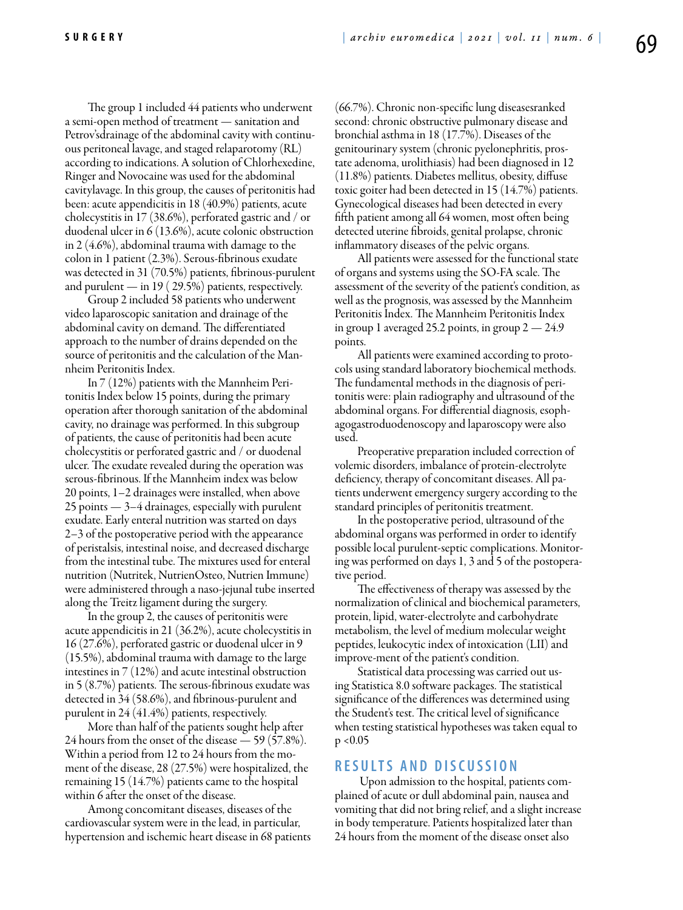The group 1 included 44 patients who underwent a semi-open method of treatment — sanitation and Petrov'sdrainage of the abdominal cavity with continuous peritoneal lavage, and staged relaparotomy (RL) according to indications. A solution of Chlorhexedine, Ringer and Novocaine was used for the abdominal cavitylavage. In this group, the causes of peritonitis had been: acute appendicitis in 18 (40.9%) patients, acute cholecystitis in 17 (38.6%), perforated gastric and / or duodenal ulcer in 6 (13.6%), acute colonic obstruction in 2 (4.6%), abdominal trauma with damage to the colon in 1 patient (2.3%). Serous-fibrinous exudate was detected in 31 (70.5%) patients, fibrinous-purulent and purulent — in 19 ( 29.5%) patients, respectively.

Group 2 included 58 patients who underwent video laparoscopic sanitation and drainage of the abdominal cavity on demand. The differentiated approach to the number of drains depended on the source of peritonitis and the calculation of the Mannheim Peritonitis Index.

In 7 (12%) patients with the Mannheim Peritonitis Index below 15 points, during the primary operation after thorough sanitation of the abdominal cavity, no drainage was performed. In this subgroup of patients, the cause of peritonitis had been acute cholecystitis or perforated gastric and / or duodenal ulcer. The exudate revealed during the operation was serous-fibrinous. If the Mannheim index was below 20 points, 1–2 drainages were installed, when above 25 points — 3–4 drainages, especially with purulent exudate. Early enteral nutrition was started on days 2–3 of the postoperative period with the appearance of peristalsis, intestinal noise, and decreased discharge from the intestinal tube. The mixtures used for enteral nutrition (Nutritek, NutrienOsteo, Nutrien Immune) were administered through a naso-jejunal tube inserted along the Treitz ligament during the surgery.

In the group 2, the causes of peritonitis were acute appendicitis in 21 (36.2%), acute cholecystitis in 16 (27.6%), perforated gastric or duodenal ulcer in 9 (15.5%), abdominal trauma with damage to the large intestines in 7 (12%) and acute intestinal obstruction in 5 (8.7%) patients. The serous-fibrinous exudate was detected in 34 (58.6%), and fibrinous-purulent and purulent in 24 (41.4%) patients, respectively.

More than half of the patients sought help after 24 hours from the onset of the disease — 59 (57.8%). Within a period from 12 to 24 hours from the moment of the disease, 28 (27.5%) were hospitalized, the remaining 15 (14.7%) patients came to the hospital within 6 after the onset of the disease.

Among concomitant diseases, diseases of the cardiovascular system were in the lead, in particular, hypertension and ischemic heart disease in 68 patients (66.7%). Chronic non-specific lung diseasesranked second: chronic obstructive pulmonary disease and bronchial asthma in 18 (17.7%). Diseases of the genitourinary system (chronic pyelonephritis, prostate adenoma, urolithiasis) had been diagnosed in 12 (11.8%) patients. Diabetes mellitus, obesity, diffuse toxic goiter had been detected in 15 (14.7%) patients. Gynecological diseases had been detected in every fifth patient among all 64 women, most often being detected uterine fibroids, genital prolapse, chronic inflammatory diseases of the pelvic organs.

All patients were assessed for the functional state of organs and systems using the SO-FA scale. The assessment of the severity of the patient's condition, as well as the prognosis, was assessed by the Mannheim Peritonitis Index. The Mannheim Peritonitis Index in group 1 averaged 25.2 points, in group 2 — 24.9 points.

All patients were examined according to protocols using standard laboratory biochemical methods. The fundamental methods in the diagnosis of peritonitis were: plain radiography and ultrasound of the abdominal organs. For differential diagnosis, esophagogastroduodenoscopy and laparoscopy were also used.

Preoperative preparation included correction of volemic disorders, imbalance of protein-electrolyte deficiency, therapy of concomitant diseases. All patients underwent emergency surgery according to the standard principles of peritonitis treatment.

In the postoperative period, ultrasound of the abdominal organs was performed in order to identify possible local purulent-septic complications. Monitoring was performed on days 1, 3 and 5 of the postoperative period.

The effectiveness of therapy was assessed by the normalization of clinical and biochemical parameters, protein, lipid, water-electrolyte and carbohydrate metabolism, the level of medium molecular weight peptides, leukocytic index of intoxication (LII) and improve-ment of the patient's condition.

Statistical data processing was carried out using Statistica 8.0 software packages. The statistical significance of the differences was determined using the Student's test. The critical level of significance when testing statistical hypotheses was taken equal to $p < 0.05$

## RESULTS AND DISCUSSION

Upon admission to the hospital, patients complained of acute or dull abdominal pain, nausea and vomiting that did not bring relief, and a slight increase in body temperature. Patients hospitalized later than 24 hours from the moment of the disease onset also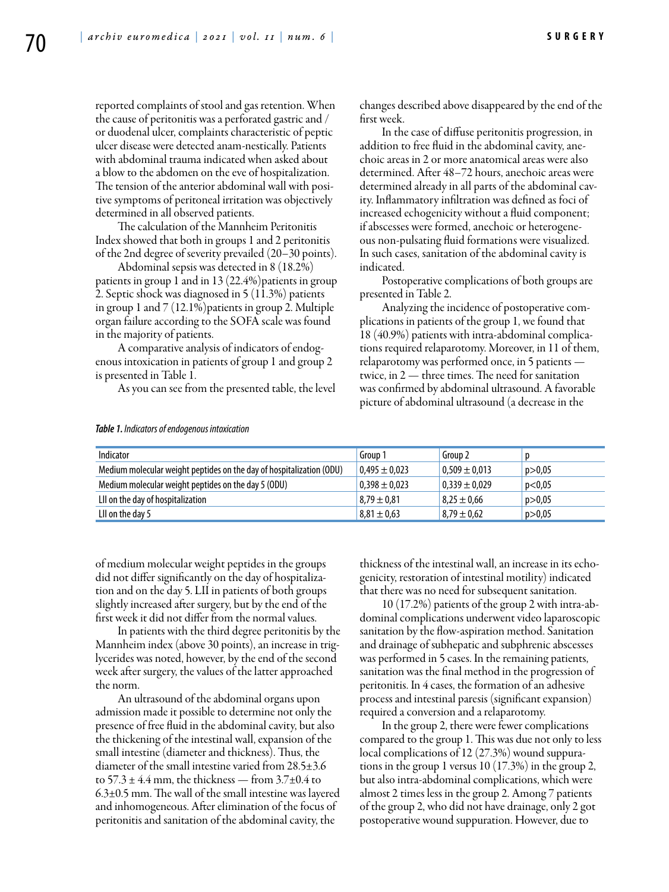reported complaints of stool and gas retention. When the cause of peritonitis was a perforated gastric and / or duodenal ulcer, complaints characteristic of peptic ulcer disease were detected anam-nestically. Patients with abdominal trauma indicated when asked about a blow to the abdomen on the eve of hospitalization. The tension of the anterior abdominal wall with positive symptoms of peritoneal irritation was objectively determined in all observed patients.

The calculation of the Mannheim Peritonitis Index showed that both in groups 1 and 2 peritonitis of the 2nd degree of severity prevailed (20–30 points).

Abdominal sepsis was detected in 8 (18.2%) patients in group 1 and in 13 (22.4%)patients in group 2. Septic shock was diagnosed in 5 (11.3%) patients in group 1 and 7 (12.1%)patients in group 2. Multiple organ failure according to the SOFA scale was found in the majority of patients.

A comparative analysis of indicators of endogenous intoxication in patients of group 1 and group 2 is presented in Table 1.

As you can see from the presented table, the level of medium molecular weight peptides in the groups did not differ significantly on the day of hospitalization and on the day 5. LII in patients of both groups slightly increased after surgery, but by the end of the first week it did not differ from the normal values.

*Table 1. Indicators of endogenous intoxication*

| Indicator | Group 1 | Group 2 | p |
|---|---|---|---|
| Medium molecular weight peptides on the day of hospitalization (ODU) | 0,495 ± 0,023 | 0,509 ± 0,013 | p>0,05 |
| Medium molecular weight peptides on the day 5 (ODU) | 0,398 ± 0,023 | 0,339 ± 0,029 | p<0,05 |
| LII on the day of hospitalization | 8,79 ± 0,81 | 8,25 ± 0,66 | p>0,05 |
| LII on the day 5 | 8,81 ± 0,63 | 8,79 ± 0,62 | p>0,05 |

In patients with the third degree peritonitis by the Mannheim index (above 30 points), an increase in triglycerides was noted, however, by the end of the second week after surgery, the values of the latter approached the norm.

An ultrasound of the abdominal organs upon admission made it possible to determine not only the presence of free fluid in the abdominal cavity, but also the thickening of the intestinal wall, expansion of the small intestine (diameter and thickness). Thus, the diameter of the small intestine varied from 28.5±3.6 to 57.3 ± 4.4 mm, the thickness — from 3.7±0.4 to 6.3±0.5 mm. The wall of the small intestine was layered and inhomogeneous. After elimination of the focus of peritonitis and sanitation of the abdominal cavity, the changes described above disappeared by the end of the first week.

In the case of diffuse peritonitis progression, in addition to free fluid in the abdominal cavity, anechoic areas in 2 or more anatomical areas were also determined. After 48–72 hours, anechoic areas were determined already in all parts of the abdominal cavity. Inflammatory infiltration was defined as foci of increased echogenicity without a fluid component; if abscesses were formed, anechoic or heterogeneous non-pulsating fluid formations were visualized. In such cases, sanitation of the abdominal cavity is indicated.

Postoperative complications of both groups are presented in Table 2.

Analyzing the incidence of postoperative complications in patients of the group 1, we found that 18 (40.9%) patients with intra-abdominal complications required relaparotomy. Moreover, in 11 of them, relaparotomy was performed once, in 5 patients — twice, in 2 — three times. The need for sanitation was confirmed by abdominal ultrasound. A favorable picture of abdominal ultrasound (a decrease in the thickness of the intestinal wall, an increase in its echogenicity, restoration of intestinal motility) indicated that there was no need for subsequent sanitation.

10 (17.2%) patients of the group 2 with intra-abdominal complications underwent video laparoscopic sanitation by the flow-aspiration method. Sanitation and drainage of subhepatic and subphrenic abscesses was performed in 5 cases. In the remaining patients, sanitation was the final method in the progression of peritonitis. In 4 cases, the formation of an adhesive process and intestinal paresis (significant expansion) required a conversion and a relaparotomy.

In the group 2, there were fewer complications compared to the group 1. This was due not only to less local complications of 12 (27.3%) wound suppurations in the group 1 versus 10 (17.3%) in the group 2, but also intra-abdominal complications, which were almost 2 times less in the group 2. Among 7 patients of the group 2, who did not have drainage, only 2 got postoperative wound suppuration. However, due to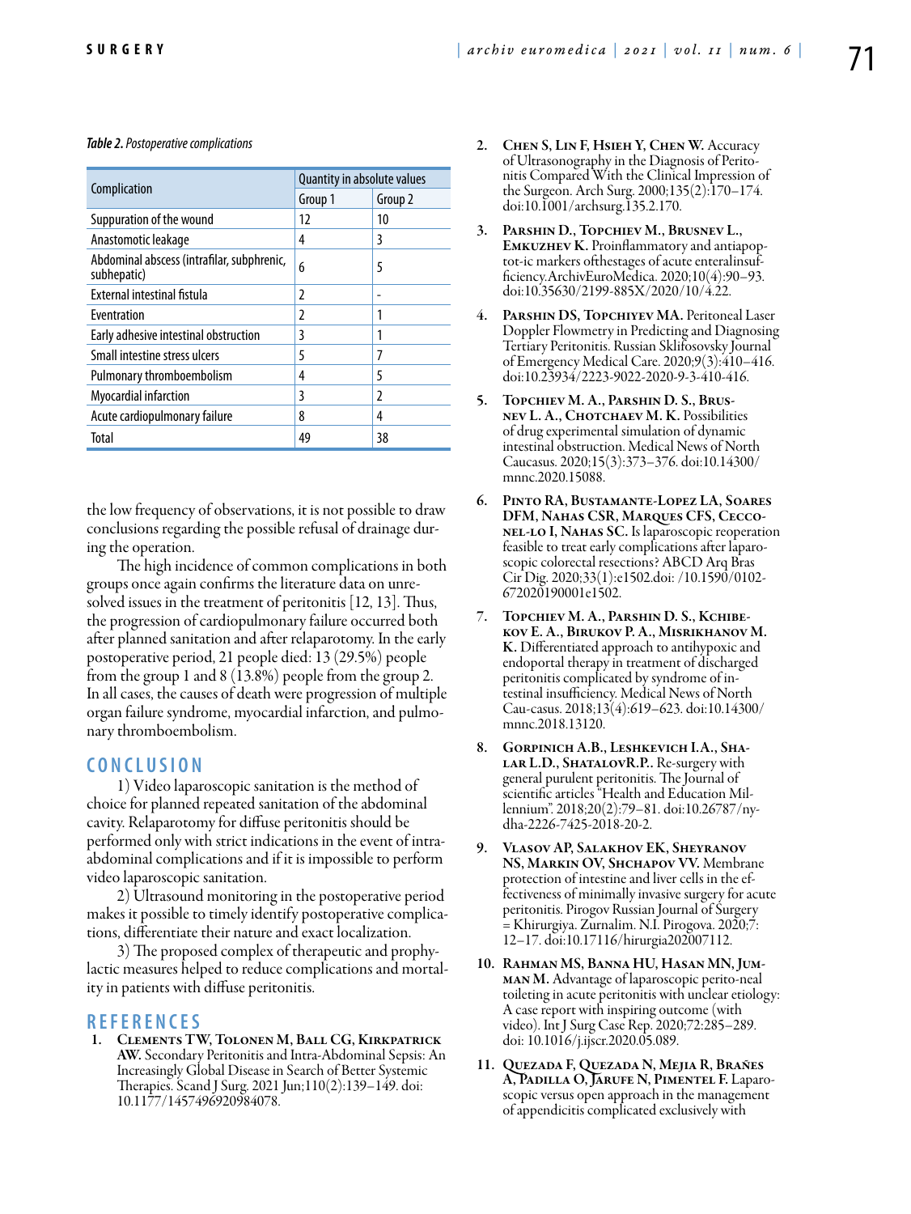*Table 2. Postoperative complications*

| Complication | Quantity in absolute values | |
|---|---|---|
| | Group 1 | Group 2 |
| Suppuration of the wound | 12 | 10 |
| Anastomotic leakage | 4 | 3 |
| Abdominal abscess (intrafilar, subphrenic, subhepatic) | 6 | 5 |
| External intestinal fistula | 2 | - |
| Eventration | 2 | 1 |
| Early adhesive intestinal obstruction | 3 | 1 |
| Small intestine stress ulcers | 5 | 7 |
| Pulmonary thromboembolism | 4 | 5 |
| Myocardial infarction | 3 | 2 |
| Acute cardiopulmonary failure | 8 | 4 |
| Total | 49 | 38 |

the low frequency of observations, it is not possible to draw conclusions regarding the possible refusal of drainage during the operation.

The high incidence of common complications in both groups once again confirms the literature data on unresolved issues in the treatment of peritonitis [12, 13]. Thus, the progression of cardiopulmonary failure occurred both after planned sanitation and after relaparotomy. In the early postoperative period, 21 people died: 13 (29.5%) people from the group 1 and 8 (13.8%) people from the group 2. In all cases, the causes of death were progression of multiple organ failure syndrome, myocardial infarction, and pulmonary thromboembolism.

## CONCLUSION

1) Video laparoscopic sanitation is the method of choice for planned repeated sanitation of the abdominal cavity. Relaparotomy for diffuse peritonitis should be performed only with strict indications in the event of intra-abdominal complications and if it is impossible to perform video laparoscopic sanitation.

2) Ultrasound monitoring in the postoperative period makes it possible to timely identify postoperative complications, differentiate their nature and exact localization.

3) The proposed complex of therapeutic and prophylactic measures helped to reduce complications and mortality in patients with diffuse peritonitis.

## REFERENCES

1. **Clements TW, Tolonen M, Ball CG, Kirkpatrick AW.** Secondary Peritonitis and Intra-Abdominal Sepsis: An Increasingly Global Disease in Search of Better Systemic Therapies. Scand J Surg. 2021 Jun;110(2):139–149. doi: 10.1177/1457496920984078.
2. **Chen S, Lin F, Hsieh Y, Chen W.** Accuracy of Ultrasonography in the Diagnosis of Peritonitis Compared With the Clinical Impression of the Surgeon. Arch Surg. 2000;135(2):170–174. doi:10.1001/archsurg.135.2.170.
3. **Parshin D., Topchiev M., Brusnev L., Emkuzhev K.** Proinflammatory and antiapoptot-ic markers ofthestages of acute enteralinsufficiency.ArchivEuroMedica. 2020;10(4):90–93. doi:10.35630/2199-885X/2020/10/4.22.
4. **Parshin DS, Topchiyev MA.** Peritoneal Laser Doppler Flowmetry in Predicting and Diagnosing Tertiary Peritonitis. Russian Sklifosovsky Journal of Emergency Medical Care. 2020;9(3):410–416. doi:10.23934/2223-9022-2020-9-3-410-416.
5. **Topchiev M. A., Parshin D. S., Brusnev L. A., Chotchaev M. K.** Possibilities of drug experimental simulation of dynamic intestinal obstruction. Medical News of North Caucasus. 2020;15(3):373–376. doi:10.14300/mnnc.2020.15088.
6. **Pinto RA, Bustamante-Lopez LA, Soares DFM, Nahas CSR, Marques CFS, Cecconel-lo I, Nahas SC.** Is laparoscopic reoperation feasible to treat early complications after laparoscopic colorectal resections? ABCD Arq Bras Cir Dig. 2020;33(1):e1502.doi: /10.1590/0102-672020190001e1502.
7. **Topchiev M. A., Parshin D. S., Kchibekov E. A., Birukov P. A., Misrikhanov M. K.** Differentiated approach to antihypoxic and endoportal therapy in treatment of discharged peritonitis complicated by syndrome of intestinal insufficiency. Medical News of North Cau-casus. 2018;13(4):619–623. doi:10.14300/mnnc.2018.13120.
8. **Gorpinich A.B., Leshkevich I.A., Shalar L.D., ShatalovR.P..** Re-surgery with general purulent peritonitis. The Journal of scientific articles "Health and Education Millennium". 2018;20(2):79–81. doi:10.26787/nydha-2226-7425-2018-20-2.
9. **Vlasov AP, Salakhov EK, Sheyranov NS, Markin OV, Shchapov VV.** Membrane protection of intestine and liver cells in the effectiveness of minimally invasive surgery for acute peritonitis. Pirogov Russian Journal of Surgery = Khirurgiya. Zurnalim. N.I. Pirogova. 2020;7:12–17. doi:10.17116/hirurgia202007112.
10. **Rahman MS, Banna HU, Hasan MN, Jumman M.** Advantage of laparoscopic perito-neal toileting in acute peritonitis with unclear etiology: A case report with inspiring outcome (with video). Int J Surg Case Rep. 2020;72:285–289. doi: 10.1016/j.ijscr.2020.05.089.
11. **Quezada F, Quezada N, Mejia R, Brañes A, Padilla O, Jarufe N, Pimentel F.** Laparoscopic versus open approach in the management of appendicitis complicated exclusively with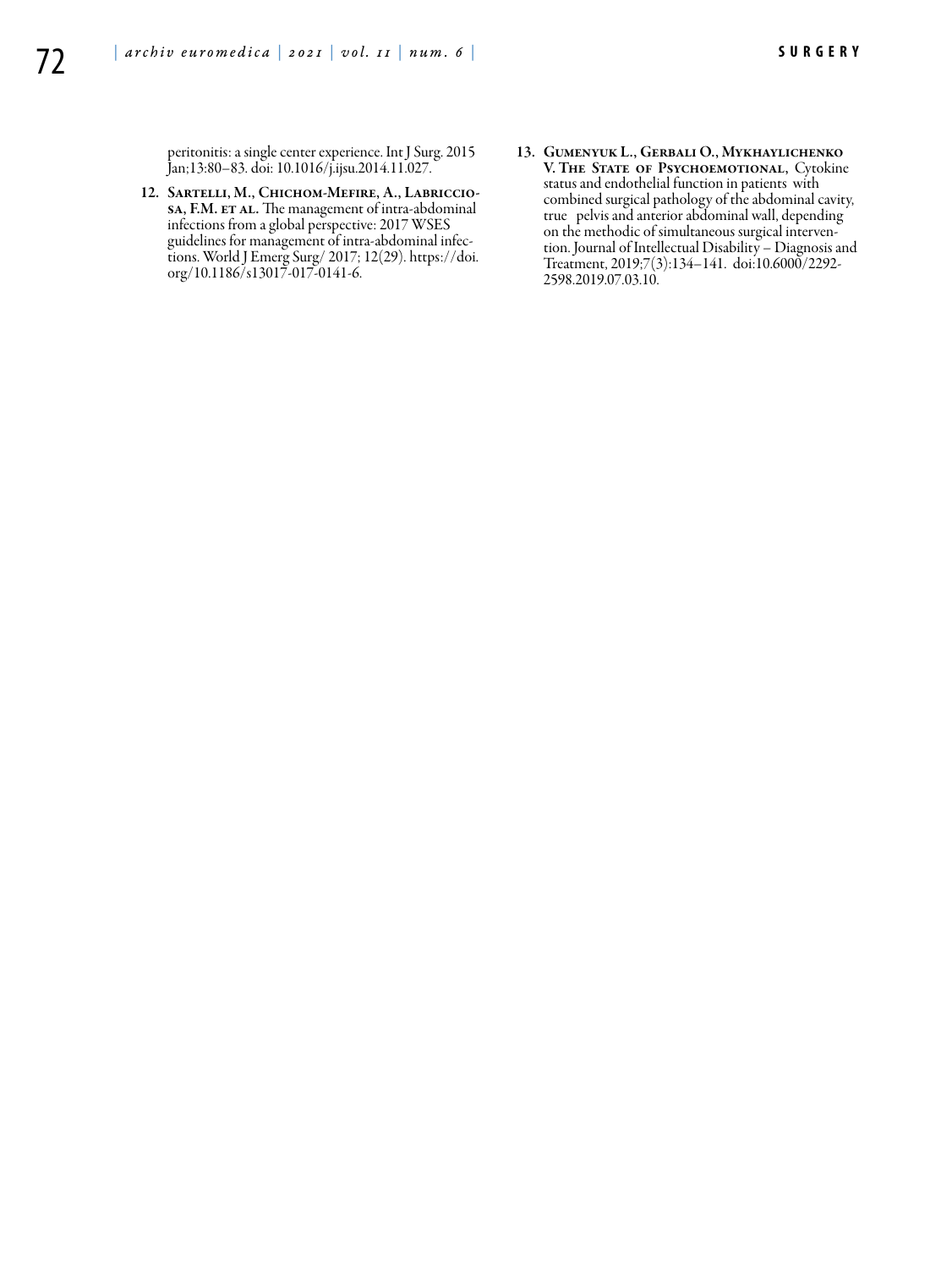peritonitis: a single center experience. Int J Surg. 2015 Jan;13:80–83. doi: 10.1016/j.ijsu.2014.11.027.

12. **Sartelli, M., Chichom-Mefire, A., Labricciosa, F.M. et al.** The management of intra-abdominal infections from a global perspective: 2017 WSES guidelines for management of intra-abdominal infections. World J Emerg Surg/ 2017; 12(29). https://doi.org/10.1186/s13017-017-0141-6.

13. **Gumenyuk L., Gerbali O., Mykhaylichenko V. The State of Psychoemotional,** Cytokine status and endothelial function in patients with combined surgical pathology of the abdominal cavity, true pelvis and anterior abdominal wall, depending on the methodic of simultaneous surgical intervention. Journal of Intellectual Disability – Diagnosis and Treatment, 2019;7(3):134–141. doi:10.6000/2292-2598.2019.07.03.10.